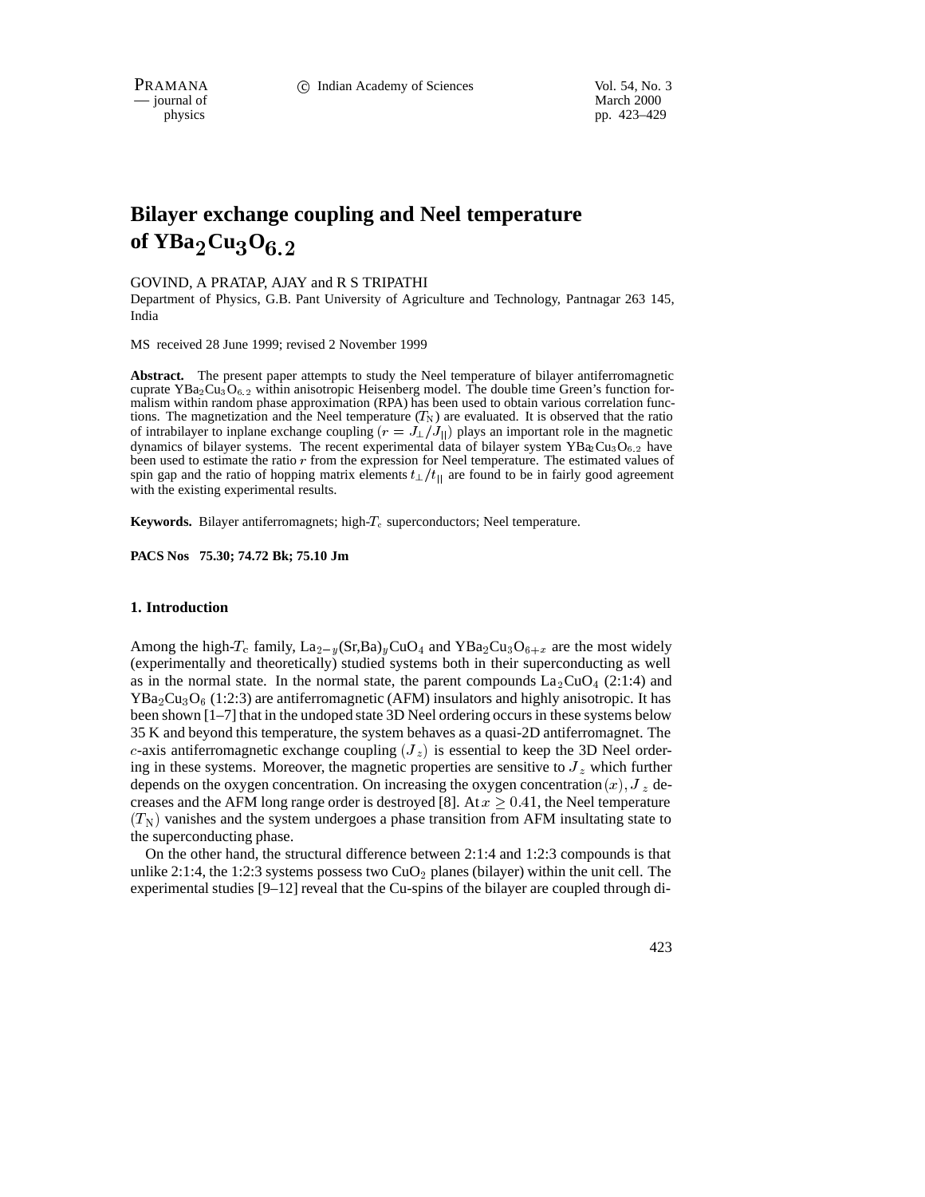# Bilayer exchange coupling and Neel temperature of $YBa_2Cu_3O_{6.2}$

GOVIND, A PRATAP, AJAY and R S TRIPATHI

Department of Physics, G.B. Pant University of Agriculture and Technology, Pantnagar 263 145, India

MS received 28 June 1999; revised 2 November 1999

**Abstract.** The present paper attempts to study the Neel temperature of bilayer antiferromagnetic cuprate $YBa_2Cu_3O_{6.2}$ within anisotropic Heisenberg model. The double time Green's function formalism within random phase approximation (RPA) has been used to obtain various correlation functions. The magnetization and the Neel temperature ($T_N$) are evaluated. It is observed that the ratio of intrabilayer to inplane exchange coupling ($r = J_{\perp}/J_{||}$) plays an important role in the magnetic dynamics of bilayer systems. The recent experimental data of bilayer system $YBa_2Cu_3O_{6.2}$ have been used to estimate the ratio $r$ from the expression for Neel temperature. The estimated values of spin gap and the ratio of hopping matrix elements $t_{\perp}/t_{||}$ are found to be in fairly good agreement with the existing experimental results.

**Keywords.** Bilayer antiferromagnets; high-$T_c$ superconductors; Neel temperature.

**PACS Nos 75.30; 74.72 Bk; 75.10 Jm**

## 1. Introduction

Among the high-$T_c$ family, $La_{2-y}(Sr,Ba)_yCuO_4$ and $YBa_2Cu_3O_{6+x}$ are the most widely (experimentally and theoretically) studied systems both in their superconducting as well as in the normal state. In the normal state, the parent compounds $La_2CuO_4$ (2:1:4) and $YBa_2Cu_3O_6$ (1:2:3) are antiferromagnetic (AFM) insulators and highly anisotropic. It has been shown [1–7] that in the undoped state 3D Neel ordering occurs in these systems below 35 K and beyond this temperature, the system behaves as a quasi-2D antiferromagnet. The $c$-axis antiferromagnetic exchange coupling $(J_z)$ is essential to keep the 3D Neel ordering in these systems. Moreover, the magnetic properties are sensitive to $J_z$ which further depends on the oxygen concentration. On increasing the oxygen concentration $(x)$, $J_z$ decreases and the AFM long range order is destroyed [8]. At $x \geq 0.41$, the Neel temperature $(T_N)$ vanishes and the system undergoes a phase transition from AFM insultating state to the superconducting phase.

On the other hand, the structural difference between 2:1:4 and 1:2:3 compounds is that unlike 2:1:4, the 1:2:3 systems possess two $CuO_2$ planes (bilayer) within the unit cell. The experimental studies [9–12] reveal that the Cu-spins of the bilayer are coupled through di-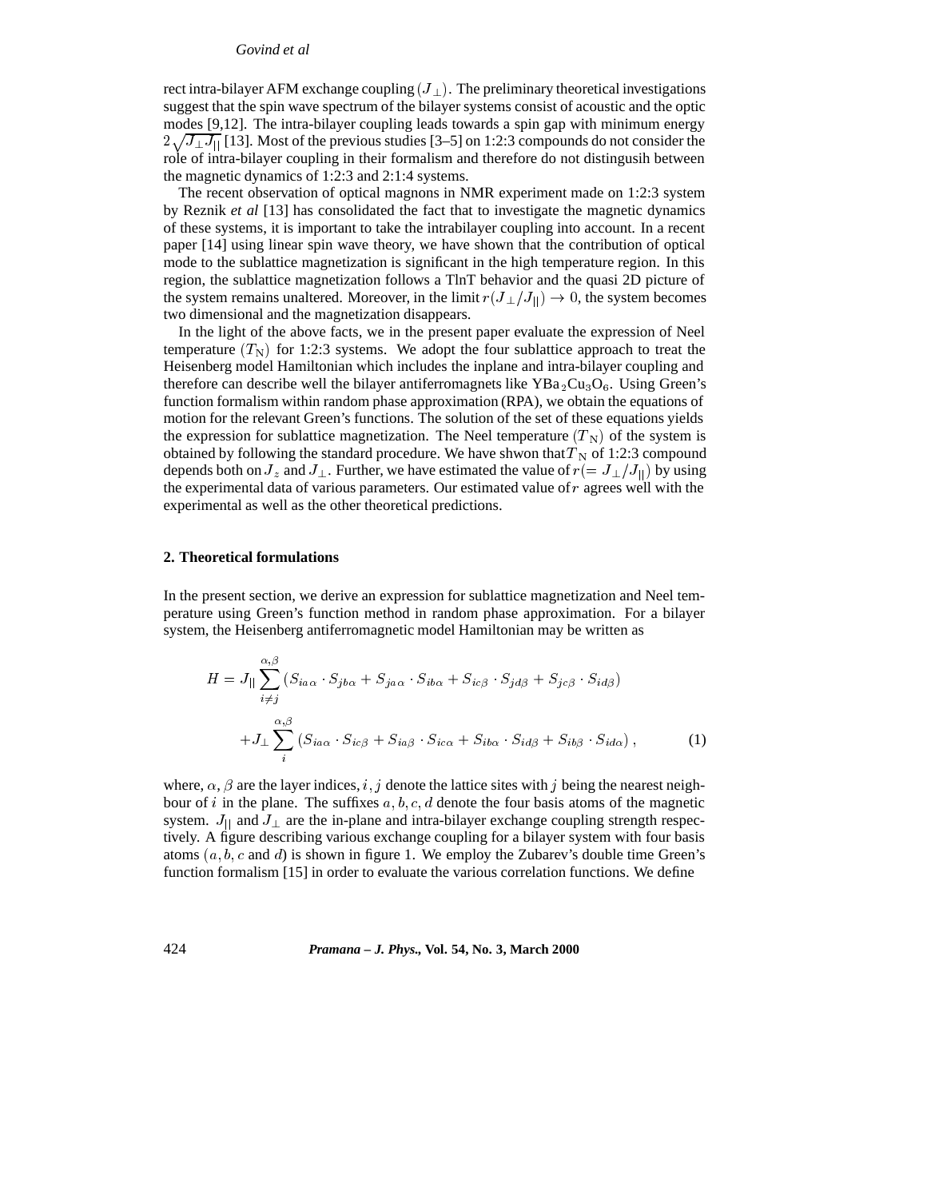rect intra-bilayer AFM exchange coupling $(J_\perp)$. The preliminary theoretical investigations suggest that the spin wave spectrum of the bilayer systems consist of acoustic and the optic modes [9,12]. The intra-bilayer coupling leads towards a spin gap with minimum energy $2\sqrt{J_\perp J_{||}}$ [13]. Most of the previous studies [3–5] on 1:2:3 compounds do not consider the role of intra-bilayer coupling in their formalism and therefore do not distingusih between the magnetic dynamics of 1:2:3 and 2:1:4 systems.

The recent observation of optical magnons in NMR experiment made on 1:2:3 system by Reznik *et al* [13] has consolidated the fact that to investigate the magnetic dynamics of these systems, it is important to take the intrabilayer coupling into account. In a recent paper [14] using linear spin wave theory, we have shown that the contribution of optical mode to the sublattice magnetization is significant in the high temperature region. In this region, the sublattice magnetization follows a TlnT behavior and the quasi 2D picture of the system remains unaltered. Moreover, in the limit $r(J_\perp/J_{||}) \rightarrow 0$, the system becomes two dimensional and the magnetization disappears.

In the light of the above facts, we in the present paper evaluate the expression of Neel temperature $(T_{\rm N})$ for 1:2:3 systems. We adopt the four sublattice approach to treat the Heisenberg model Hamiltonian which includes the inplane and intra-bilayer coupling and therefore can describe well the bilayer antiferromagnets like $YBa_2Cu_3O_6$. Using Green's function formalism within random phase approximation (RPA), we obtain the equations of motion for the relevant Green's functions. The solution of the set of these equations yields the expression for sublattice magnetization. The Neel temperature $(T_{\rm N})$ of the system is obtained by following the standard procedure. We have shwon that $T_{\rm N}$ of 1:2:3 compound depends both on $J_z$ and $J_\perp$. Further, we have estimated the value of $r(= J_\perp/J_{||})$ by using the experimental data of various parameters. Our estimated value of $r$ agrees well with the experimental as well as the other theoretical predictions.

## 2. Theoretical formulations

In the present section, we derive an expression for sublattice magnetization and Neel temperature using Green's function method in random phase approximation. For a bilayer system, the Heisenberg antiferromagnetic model Hamiltonian may be written as

$$
\begin{aligned}
H = J_{||} \sum_{i \neq j}^{\alpha,\beta} \left( S_{ia\alpha} \cdot S_{jb\alpha} + S_{ja\alpha} \cdot S_{ib\alpha} + S_{ic\beta} \cdot S_{jd\beta} + S_{jc\beta} \cdot S_{id\beta} \right) \\
+ J_\perp \sum_{i}^{\alpha,\beta} \left( S_{ia\alpha} \cdot S_{ic\beta} + S_{ia\beta} \cdot S_{ic\alpha} + S_{ib\alpha} \cdot S_{id\beta} + S_{ib\beta} \cdot S_{id\alpha} \right),
\end{aligned}
\tag{1}
$$

where, $\alpha, \beta$ are the layer indices, $i, j$ denote the lattice sites with $j$ being the nearest neighbour of $i$ in the plane. The suffixes $a, b, c, d$ denote the four basis atoms of the magnetic system. $J_{||}$ and $J_\perp$ are the in-plane and intra-bilayer exchange coupling strength respectively. A figure describing various exchange coupling for a bilayer system with four basis atoms ($a, b, c$ and $d$) is shown in figure 1. We employ the Zubarev's double time Green's function formalism [15] in order to evaluate the various correlation functions. We define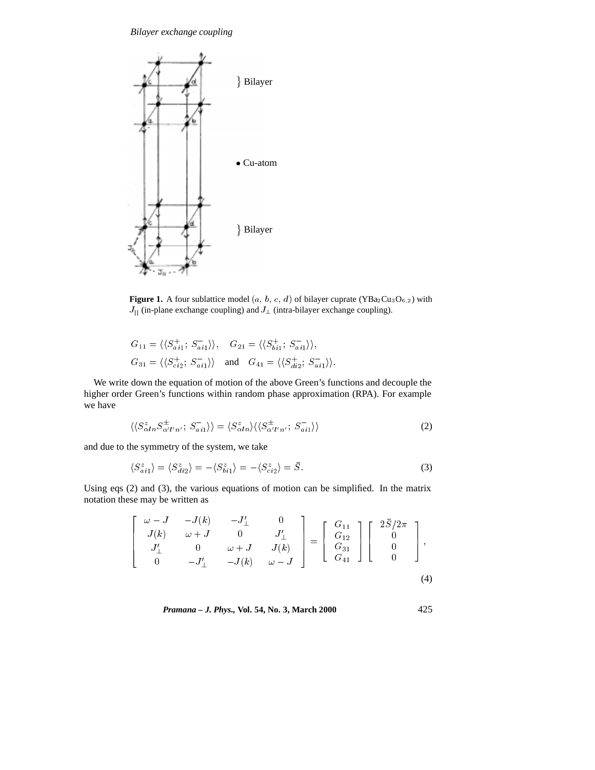**Figure 1.** A four sublattice model $(a, b, c, d)$ of bilayer cuprate ($YBa_2Cu_3O_{6.2}$) with $J_{||}$ (in-plane exchange coupling) and $J_\perp$ (intra-bilayer exchange coupling).

$$G_{11} = \langle\langle S^+_{ai1}; S^-_{ai1}\rangle\rangle, \quad G_{21} = \langle\langle S^+_{bi1}; S^-_{ai1}\rangle\rangle,$$
$$G_{31} = \langle\langle S^+_{ci2}; S^-_{ai1}\rangle\rangle \quad \text{and} \quad G_{41} = \langle\langle S^+_{di2}; S^-_{ai1}\rangle\rangle.$$

We write down the equation of motion of the above Green's functions and decouple the higher order Green's functions within random phase approximation (RPA). For example we have

$$\langle\langle S^z_{\alpha ln} S^\pm_{\alpha' l' n'}; S^-_{ai1}\rangle\rangle = \langle S^z_{\alpha ln}\rangle \langle\langle S^\pm_{\alpha' l' n'}; S^-_{ai1}\rangle\rangle \tag{2}$$

and due to the symmetry of the system, we take

$$\langle S^z_{ai1}\rangle = \langle S^z_{di2}\rangle = -\langle S^z_{bi1}\rangle = -\langle S^z_{ci2}\rangle = \bar{S}. \tag{3}$$

Using eqs (2) and (3), the various equations of motion can be simplified. In the matrix notation these may be written as

$$\begin{bmatrix} \omega - J & -J(k) & -J'_\perp & 0 \\ J(k) & \omega + J & 0 & J'_\perp \\ J'_\perp & 0 & \omega + J & J(k) \\ 0 & -J'_\perp & -J(k) & \omega - J \end{bmatrix} = \begin{bmatrix} G_{11} \\ G_{12} \\ G_{31} \\ G_{41} \end{bmatrix} \begin{bmatrix} 2\bar{S}/2\pi \\ 0 \\ 0 \\ 0 \end{bmatrix}, \tag{4}$$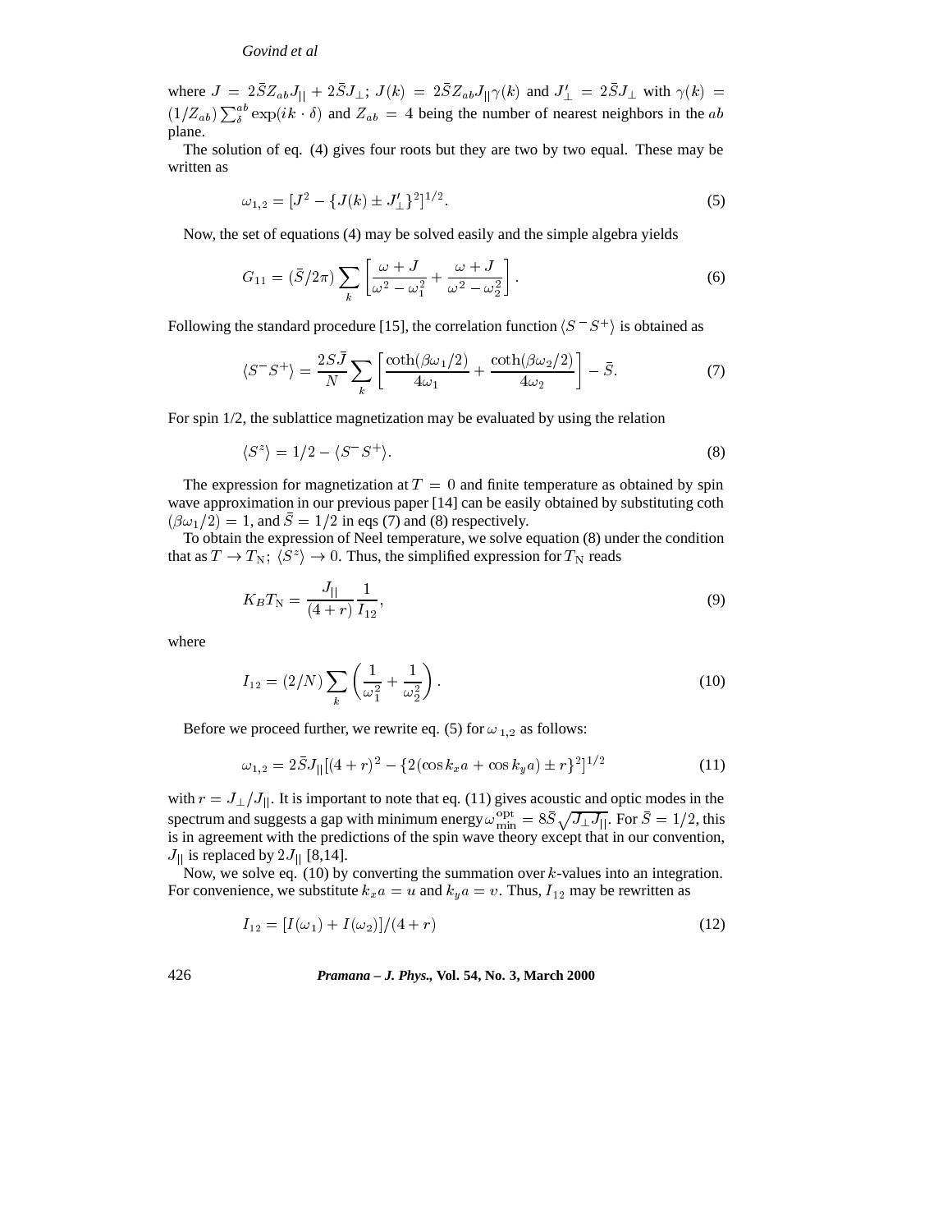where $J = 2\bar{S}Z_{ab}J_{||} + 2\bar{S}J_{\perp}$; $J(k) = 2\bar{S}Z_{ab}J_{||}\gamma(k)$ and $J'_{\perp} = 2\bar{S}J_{\perp}$ with $\gamma(k) = (1/Z_{ab})\sum_{\delta}^{ab}\exp(ik\cdot\delta)$ and $Z_{ab} = 4$ being the number of nearest neighbors in the $ab$ plane.

The solution of eq. (4) gives four roots but they are two by two equal. These may be written as

$$\omega_{1,2} = [J^2 - \{J(k) \pm J'_{\perp}\}^2]^{1/2}. \tag{5}$$

Now, the set of equations (4) may be solved easily and the simple algebra yields

$$G_{11} = (\bar{S}/2\pi)\sum_k \left[\frac{\omega + J}{\omega^2 - \omega_1^2} + \frac{\omega + J}{\omega^2 - \omega_2^2}\right]. \tag{6}$$

Following the standard procedure [15], the correlation function $\langle S^- S^+\rangle$ is obtained as

$$\langle S^- S^+\rangle = \frac{2S\bar{J}}{N}\sum_k \left[\frac{\coth(\beta\omega_1/2)}{4\omega_1} + \frac{\coth(\beta\omega_2/2)}{4\omega_2}\right] - \bar{S}. \tag{7}$$

For spin 1/2, the sublattice magnetization may be evaluated by using the relation

$$\langle S^z\rangle = 1/2 - \langle S^- S^+\rangle. \tag{8}$$

The expression for magnetization at $T = 0$ and finite temperature as obtained by spin wave approximation in our previous paper [14] can be easily obtained by substituting coth $(\beta\omega_1/2) = 1$, and $\bar{S} = 1/2$ in eqs (7) and (8) respectively.

To obtain the expression of Neel temperature, we solve equation (8) under the condition that as $T \rightarrow T_{\mathrm{N}}$; $\langle S^z\rangle \rightarrow 0$. Thus, the simplified expression for $T_{\mathrm{N}}$ reads

$$K_B T_{\mathrm{N}} = \frac{J_{||}}{(4+r)}\frac{1}{I_{12}}, \tag{9}$$

where

$$I_{12} = (2/N)\sum_k \left(\frac{1}{\omega_1^2} + \frac{1}{\omega_2^2}\right). \tag{10}$$

Before we proceed further, we rewrite eq. (5) for $\omega_{1,2}$ as follows:

$$\omega_{1,2} = 2\bar{S}J_{||}[(4+r)^2 - \{2(\cos k_x a + \cos k_y a) \pm r\}^2]^{1/2} \tag{11}$$

with $r = J_{\perp}/J_{||}$. It is important to note that eq. (11) gives acoustic and optic modes in the spectrum and suggests a gap with minimum energy $\omega_{\min}^{\mathrm{opt}} = 8\bar{S}\sqrt{J_{\perp}J_{||}}$. For $\bar{S} = 1/2$, this is in agreement with the predictions of the spin wave theory except that in our convention, $J_{||}$ is replaced by $2J_{||}$ [8,14].

Now, we solve eq. (10) by converting the summation over $k$-values into an integration. For convenience, we substitute $k_x a = u$ and $k_y a = v$. Thus, $I_{12}$ may be rewritten as

$$I_{12} = [I(\omega_1) + I(\omega_2)]/(4+r) \tag{12}$$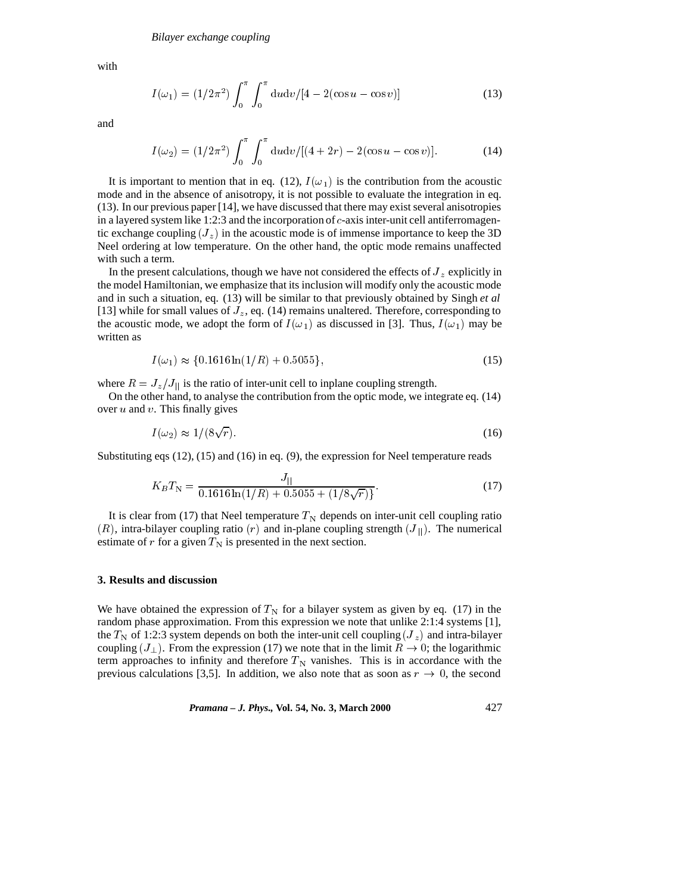with

$$I(\omega_1) = (1/2\pi^2) \int_0^{\pi} \int_0^{\pi} \mathrm{d}u\mathrm{d}v/[4 - 2(\cos u - \cos v)] \tag{13}$$

and

$$I(\omega_2) = (1/2\pi^2) \int_0^{\pi} \int_0^{\pi} \mathrm{d}u\mathrm{d}v/[(4 + 2r) - 2(\cos u - \cos v)]. \tag{14}$$

It is important to mention that in eq. (12), $I(\omega_1)$ is the contribution from the acoustic mode and in the absence of anisotropy, it is not possible to evaluate the integration in eq. (13). In our previous paper [14], we have discussed that there may exist several anisotropies in a layered system like 1:2:3 and the incorporation of $c$-axis inter-unit cell antiferromagentic exchange coupling $(J_z)$ in the acoustic mode is of immense importance to keep the 3D Neel ordering at low temperature. On the other hand, the optic mode remains unaffected with such a term.

In the present calculations, though we have not considered the effects of $J_z$ explicitly in the model Hamiltonian, we emphasize that its inclusion will modify only the acoustic mode and in such a situation, eq. (13) will be similar to that previously obtained by Singh *et al* [13] while for small values of $J_z$, eq. (14) remains unaltered. Therefore, corresponding to the acoustic mode, we adopt the form of $I(\omega_1)$ as discussed in [3]. Thus, $I(\omega_1)$ may be written as

$$I(\omega_1) \approx \{0.1616 \ln(1/R) + 0.5055\}, \tag{15}$$

where $R = J_z/J_{||}$ is the ratio of inter-unit cell to inplane coupling strength.

On the other hand, to analyse the contribution from the optic mode, we integrate eq. (14) over $u$ and $v$. This finally gives

$$I(\omega_2) \approx 1/(8\sqrt{r}). \tag{16}$$

Substituting eqs (12), (15) and (16) in eq. (9), the expression for Neel temperature reads

$$K_B T_{\mathrm{N}} = \frac{J_{||}}{0.1616 \ln(1/R) + 0.5055 + (1/8\sqrt{r})\}}. \tag{17}$$

It is clear from (17) that Neel temperature $T_{\mathrm{N}}$ depends on inter-unit cell coupling ratio $(R)$, intra-bilayer coupling ratio $(r)$ and in-plane coupling strength $(J_{||})$. The numerical estimate of $r$ for a given $T_{\mathrm{N}}$ is presented in the next section.

### 3. Results and discussion

We have obtained the expression of $T_{\mathrm{N}}$ for a bilayer system as given by eq. (17) in the random phase approximation. From this expression we note that unlike 2:1:4 systems [1], the $T_{\mathrm{N}}$ of 1:2:3 system depends on both the inter-unit cell coupling $(J_z)$ and intra-bilayer coupling $(J_{\perp})$. From the expression (17) we note that in the limit $R \to 0$; the logarithmic term approaches to infinity and therefore $T_{\mathrm{N}}$ vanishes. This is in accordance with the previous calculations [3,5]. In addition, we also note that as soon as $r \to 0$, the second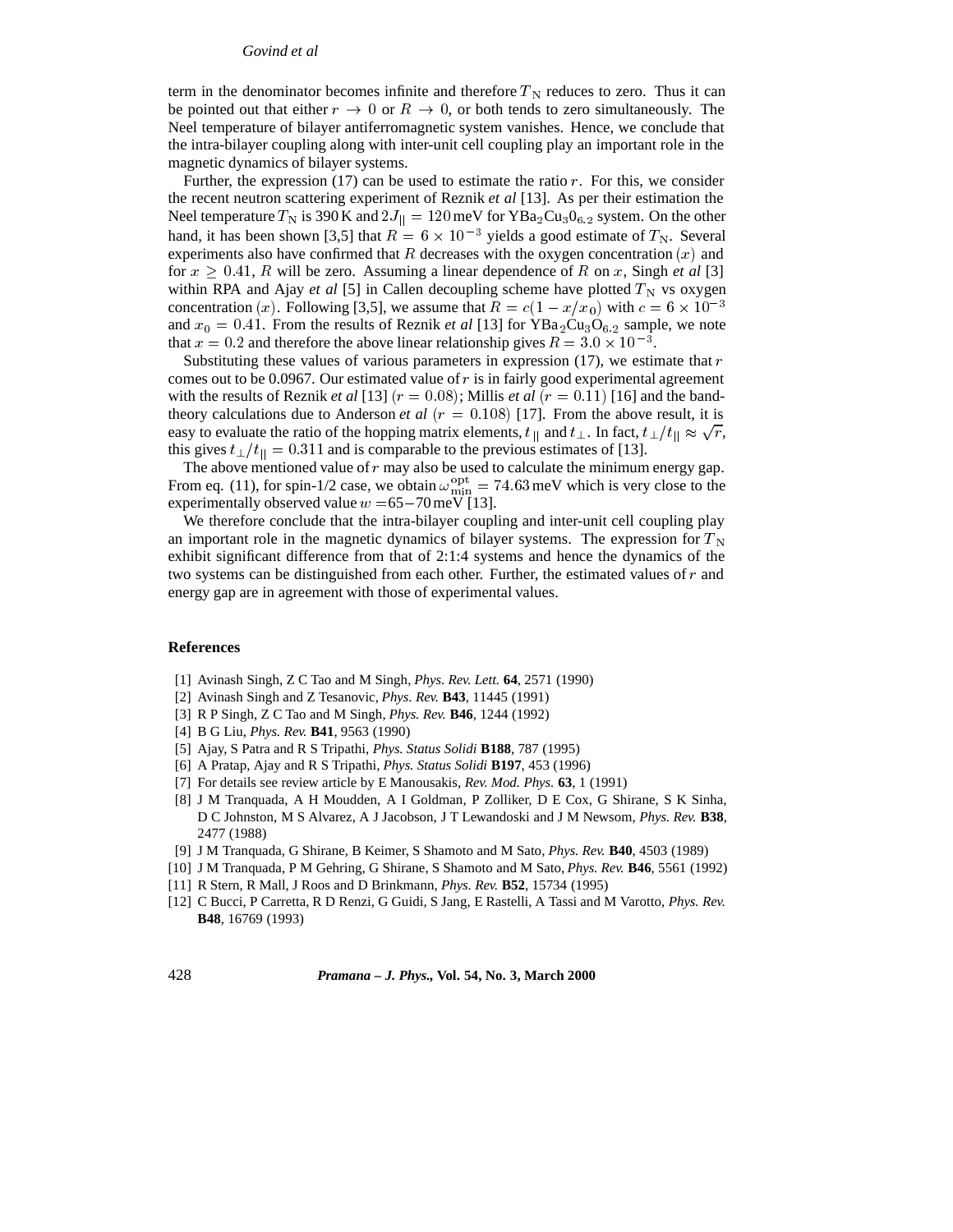term in the denominator becomes infinite and therefore $T_{\rm N}$ reduces to zero. Thus it can be pointed out that either $r \to 0$ or $R \to 0$, or both tends to zero simultaneously. The Neel temperature of bilayer antiferromagnetic system vanishes. Hence, we conclude that the intra-bilayer coupling along with inter-unit cell coupling play an important role in the magnetic dynamics of bilayer systems.

Further, the expression (17) can be used to estimate the ratio $r$. For this, we consider the recent neutron scattering experiment of Reznik *et al* [13]. As per their estimation the Neel temperature $T_{\rm N}$ is 390 K and $2J_{||} = 120$ meV for $\rm YBa_2Cu_30_{6.2}$ system. On the other hand, it has been shown [3,5] that $R = 6 \times 10^{-3}$ yields a good estimate of $T_{\rm N}$. Several experiments also have confirmed that $R$ decreases with the oxygen concentration $(x)$ and for $x \geq 0.41$, $R$ will be zero. Assuming a linear dependence of $R$ on $x$, Singh *et al* [3] within RPA and Ajay *et al* [5] in Callen decoupling scheme have plotted $T_{\rm N}$ vs oxygen concentration $(x)$. Following [3,5], we assume that $R = c(1 - x/x_0)$ with $c = 6 \times 10^{-3}$ and $x_0 = 0.41$. From the results of Reznik *et al* [13] for $\rm YBa_2Cu_3O_{6.2}$ sample, we note that $x = 0.2$ and therefore the above linear relationship gives $R = 3.0 \times 10^{-3}$.

Substituting these values of various parameters in expression (17), we estimate that $r$ comes out to be 0.0967. Our estimated value of $r$ is in fairly good experimental agreement with the results of Reznik *et al* [13] $(r = 0.08)$; Millis *et al* $(r = 0.11)$ [16] and the band-theory calculations due to Anderson *et al* $(r = 0.108)$ [17]. From the above result, it is easy to evaluate the ratio of the hopping matrix elements, $t_{||}$ and $t_\perp$. In fact, $t_\perp/t_{||} \approx \sqrt{r}$, this gives $t_\perp/t_{||} = 0.311$ and is comparable to the previous estimates of [13].

The above mentioned value of $r$ may also be used to calculate the minimum energy gap. From eq. (11), for spin-1/2 case, we obtain $\omega_{\rm min}^{\rm opt} = 74.63$ meV which is very close to the experimentally observed value $w = 65-70$ meV [13].

We therefore conclude that the intra-bilayer coupling and inter-unit cell coupling play an important role in the magnetic dynamics of bilayer systems. The expression for $T_{\rm N}$ exhibit significant difference from that of 2:1:4 systems and hence the dynamics of the two systems can be distinguished from each other. Further, the estimated values of $r$ and energy gap are in agreement with those of experimental values.

## References

[1] Avinash Singh, Z C Tao and M Singh, *Phys. Rev. Lett.* **64**, 2571 (1990)

[2] Avinash Singh and Z Tesanovic, *Phys. Rev.* **B43**, 11445 (1991)

[3] R P Singh, Z C Tao and M Singh, *Phys. Rev.* **B46**, 1244 (1992)

[4] B G Liu, *Phys. Rev.* **B41**, 9563 (1990)

[5] Ajay, S Patra and R S Tripathi, *Phys. Status Solidi* **B188**, 787 (1995)

[6] A Pratap, Ajay and R S Tripathi, *Phys. Status Solidi* **B197**, 453 (1996)

[7] For details see review article by E Manousakis, *Rev. Mod. Phys.* **63**, 1 (1991)

[8] J M Tranquada, A H Moudden, A I Goldman, P Zolliker, D E Cox, G Shirane, S K Sinha, D C Johnston, M S Alvarez, A J Jacobson, J T Lewandoski and J M Newsom, *Phys. Rev.* **B38**, 2477 (1988)

[9] J M Tranquada, G Shirane, B Keimer, S Shamoto and M Sato, *Phys. Rev.* **B40**, 4503 (1989)

[10] J M Tranquada, P M Gehring, G Shirane, S Shamoto and M Sato, *Phys. Rev.* **B46**, 5561 (1992)

[11] R Stern, R Mall, J Roos and D Brinkmann, *Phys. Rev.* **B52**, 15734 (1995)

[12] C Bucci, P Carretta, R D Renzi, G Guidi, S Jang, E Rastelli, A Tassi and M Varotto, *Phys. Rev.* **B48**, 16769 (1993)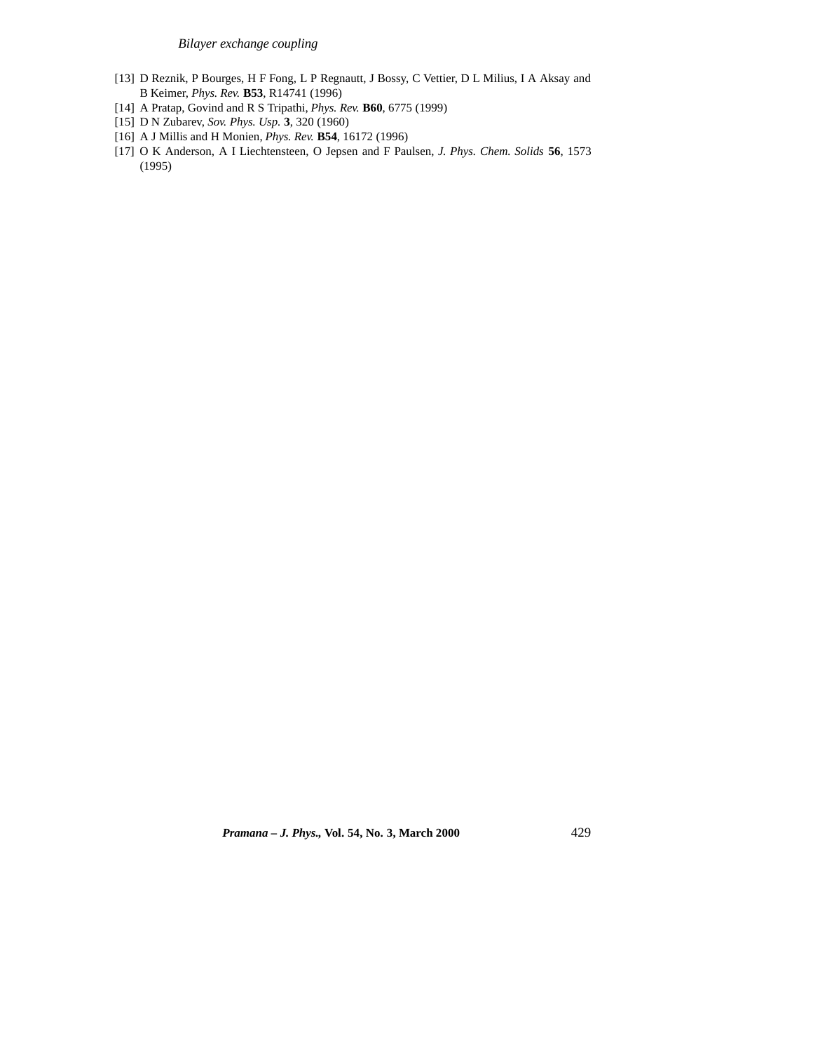[13] D Reznik, P Bourges, H F Fong, L P Regnautt, J Bossy, C Vettier, D L Milius, I A Aksay and B Keimer, *Phys. Rev.* **B53**, R14741 (1996)

[14] A Pratap, Govind and R S Tripathi, *Phys. Rev.* **B60**, 6775 (1999)

[15] D N Zubarev, *Sov. Phys. Usp.* **3**, 320 (1960)

[16] A J Millis and H Monien, *Phys. Rev.* **B54**, 16172 (1996)

[17] O K Anderson, A I Liechtensteen, O Jepsen and F Paulsen, *J. Phys. Chem. Solids* **56**, 1573 (1995)